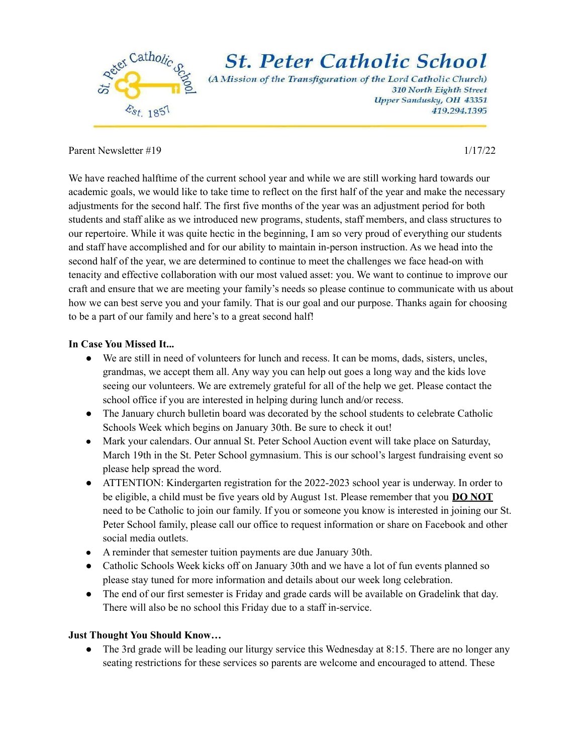# St. Peter Catholic School

*(A Mission of the Transfiguration of the Lord Catholic Church)*
*310 North Eighth Street*
*Upper Sandusky, OH 43351*
*419.294.1395*

Parent Newsletter #19 1/17/22

We have reached halftime of the current school year and while we are still working hard towards our academic goals, we would like to take time to reflect on the first half of the year and make the necessary adjustments for the second half. The first five months of the year was an adjustment period for both students and staff alike as we introduced new programs, students, staff members, and class structures to our repertoire. While it was quite hectic in the beginning, I am so very proud of everything our students and staff have accomplished and for our ability to maintain in-person instruction. As we head into the second half of the year, we are determined to continue to meet the challenges we face head-on with tenacity and effective collaboration with our most valued asset: you. We want to continue to improve our craft and ensure that we are meeting your family's needs so please continue to communicate with us about how we can best serve you and your family. That is our goal and our purpose. Thanks again for choosing to be a part of our family and here's to a great second half!

**In Case You Missed It...**

- We are still in need of volunteers for lunch and recess. It can be moms, dads, sisters, uncles, grandmas, we accept them all. Any way you can help out goes a long way and the kids love seeing our volunteers. We are extremely grateful for all of the help we get. Please contact the school office if you are interested in helping during lunch and/or recess.
- The January church bulletin board was decorated by the school students to celebrate Catholic Schools Week which begins on January 30th. Be sure to check it out!
- Mark your calendars. Our annual St. Peter School Auction event will take place on Saturday, March 19th in the St. Peter School gymnasium. This is our school's largest fundraising event so please help spread the word.
- ATTENTION: Kindergarten registration for the 2022-2023 school year is underway. In order to be eligible, a child must be five years old by August 1st. Please remember that you **DO NOT** need to be Catholic to join our family. If you or someone you know is interested in joining our St. Peter School family, please call our office to request information or share on Facebook and other social media outlets.
- A reminder that semester tuition payments are due January 30th.
- Catholic Schools Week kicks off on January 30th and we have a lot of fun events planned so please stay tuned for more information and details about our week long celebration.
- The end of our first semester is Friday and grade cards will be available on Gradelink that day. There will also be no school this Friday due to a staff in-service.

**Just Thought You Should Know…**

- The 3rd grade will be leading our liturgy service this Wednesday at 8:15. There are no longer any seating restrictions for these services so parents are welcome and encouraged to attend. These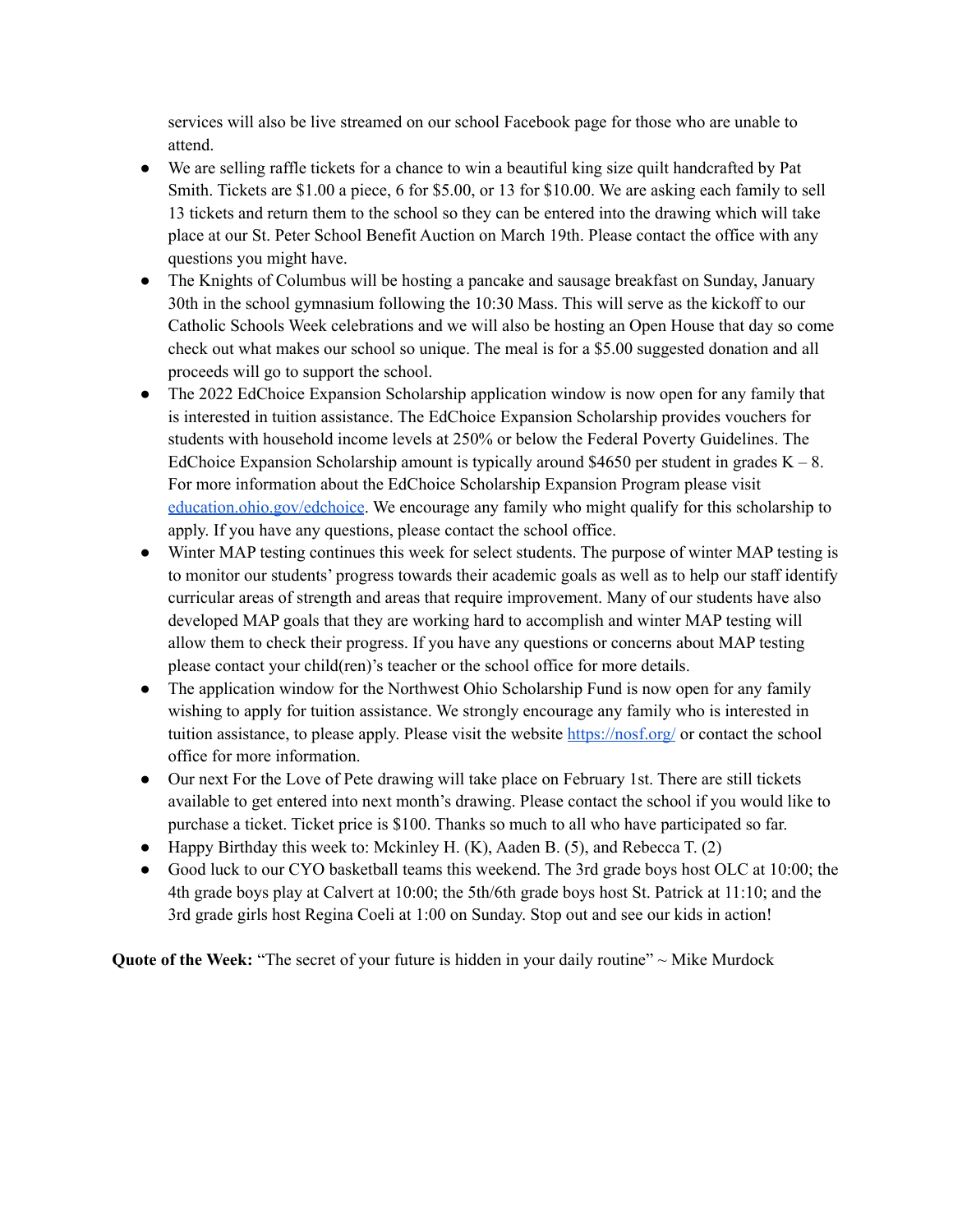services will also be live streamed on our school Facebook page for those who are unable to attend.

- We are selling raffle tickets for a chance to win a beautiful king size quilt handcrafted by Pat Smith. Tickets are $1.00 a piece, 6 for $5.00, or 13 for $10.00. We are asking each family to sell 13 tickets and return them to the school so they can be entered into the drawing which will take place at our St. Peter School Benefit Auction on March 19th. Please contact the office with any questions you might have.
- The Knights of Columbus will be hosting a pancake and sausage breakfast on Sunday, January 30th in the school gymnasium following the 10:30 Mass. This will serve as the kickoff to our Catholic Schools Week celebrations and we will also be hosting an Open House that day so come check out what makes our school so unique. The meal is for a $5.00 suggested donation and all proceeds will go to support the school.
- The 2022 EdChoice Expansion Scholarship application window is now open for any family that is interested in tuition assistance. The EdChoice Expansion Scholarship provides vouchers for students with household income levels at 250% or below the Federal Poverty Guidelines. The EdChoice Expansion Scholarship amount is typically around $4650 per student in grades K – 8. For more information about the EdChoice Scholarship Expansion Program please visit [education.ohio.gov/edchoice](education.ohio.gov/edchoice). We encourage any family who might qualify for this scholarship to apply. If you have any questions, please contact the school office.
- Winter MAP testing continues this week for select students. The purpose of winter MAP testing is to monitor our students' progress towards their academic goals as well as to help our staff identify curricular areas of strength and areas that require improvement. Many of our students have also developed MAP goals that they are working hard to accomplish and winter MAP testing will allow them to check their progress. If you have any questions or concerns about MAP testing please contact your child(ren)'s teacher or the school office for more details.
- The application window for the Northwest Ohio Scholarship Fund is now open for any family wishing to apply for tuition assistance. We strongly encourage any family who is interested in tuition assistance, to please apply. Please visit the website [https://nosf.org/](https://nosf.org/) or contact the school office for more information.
- Our next For the Love of Pete drawing will take place on February 1st. There are still tickets available to get entered into next month's drawing. Please contact the school if you would like to purchase a ticket. Ticket price is $100. Thanks so much to all who have participated so far.
- Happy Birthday this week to: Mckinley H. (K), Aaden B. (5), and Rebecca T. (2)
- Good luck to our CYO basketball teams this weekend. The 3rd grade boys host OLC at 10:00; the 4th grade boys play at Calvert at 10:00; the 5th/6th grade boys host St. Patrick at 11:10; and the 3rd grade girls host Regina Coeli at 1:00 on Sunday. Stop out and see our kids in action!

**Quote of the Week:** "The secret of your future is hidden in your daily routine" ~ Mike Murdock